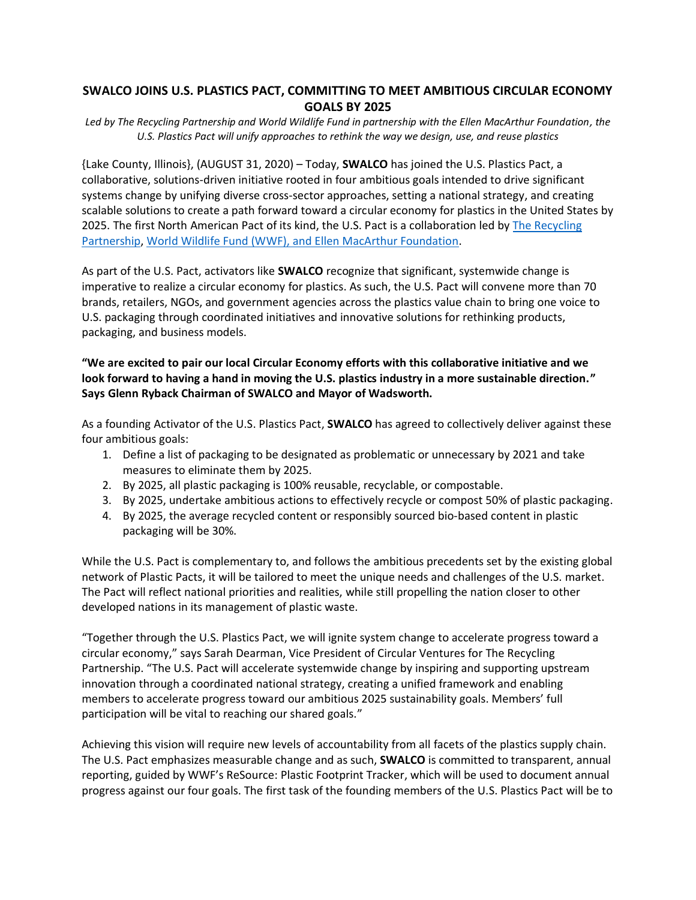# SWALCO JOINS U.S. PLASTICS PACT, COMMITTING TO MEET AMBITIOUS CIRCULAR ECONOMY GOALS BY 2025

*Led by The Recycling Partnership and World Wildlife Fund in partnership with the Ellen MacArthur Foundation, the U.S. Plastics Pact will unify approaches to rethink the way we design, use, and reuse plastics*

{Lake County, Illinois}, (AUGUST 31, 2020) – Today, **SWALCO** has joined the U.S. Plastics Pact, a collaborative, solutions-driven initiative rooted in four ambitious goals intended to drive significant systems change by unifying diverse cross-sector approaches, setting a national strategy, and creating scalable solutions to create a path forward toward a circular economy for plastics in the United States by 2025. The first North American Pact of its kind, the U.S. Pact is a collaboration led by The Recycling Partnership, World Wildlife Fund (WWF), and Ellen MacArthur Foundation.

As part of the U.S. Pact, activators like **SWALCO** recognize that significant, systemwide change is imperative to realize a circular economy for plastics. As such, the U.S. Pact will convene more than 70 brands, retailers, NGOs, and government agencies across the plastics value chain to bring one voice to U.S. packaging through coordinated initiatives and innovative solutions for rethinking products, packaging, and business models.

**"We are excited to pair our local Circular Economy efforts with this collaborative initiative and we look forward to having a hand in moving the U.S. plastics industry in a more sustainable direction." Says Glenn Ryback Chairman of SWALCO and Mayor of Wadsworth.**

As a founding Activator of the U.S. Plastics Pact, **SWALCO** has agreed to collectively deliver against these four ambitious goals:

1. Define a list of packaging to be designated as problematic or unnecessary by 2021 and take measures to eliminate them by 2025.
2. By 2025, all plastic packaging is 100% reusable, recyclable, or compostable.
3. By 2025, undertake ambitious actions to effectively recycle or compost 50% of plastic packaging.
4. By 2025, the average recycled content or responsibly sourced bio-based content in plastic packaging will be 30%.

While the U.S. Pact is complementary to, and follows the ambitious precedents set by the existing global network of Plastic Pacts, it will be tailored to meet the unique needs and challenges of the U.S. market. The Pact will reflect national priorities and realities, while still propelling the nation closer to other developed nations in its management of plastic waste.

"Together through the U.S. Plastics Pact, we will ignite system change to accelerate progress toward a circular economy," says Sarah Dearman, Vice President of Circular Ventures for The Recycling Partnership. "The U.S. Pact will accelerate systemwide change by inspiring and supporting upstream innovation through a coordinated national strategy, creating a unified framework and enabling members to accelerate progress toward our ambitious 2025 sustainability goals. Members' full participation will be vital to reaching our shared goals."

Achieving this vision will require new levels of accountability from all facets of the plastics supply chain. The U.S. Pact emphasizes measurable change and as such, **SWALCO** is committed to transparent, annual reporting, guided by WWF's ReSource: Plastic Footprint Tracker, which will be used to document annual progress against our four goals. The first task of the founding members of the U.S. Plastics Pact will be to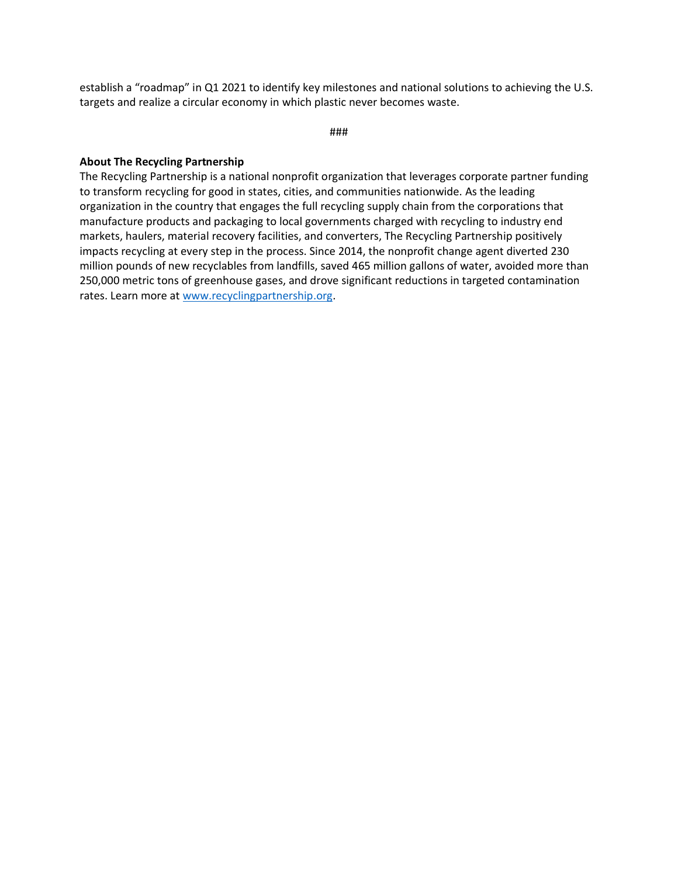establish a "roadmap" in Q1 2021 to identify key milestones and national solutions to achieving the U.S. targets and realize a circular economy in which plastic never becomes waste.

###

**About The Recycling Partnership**

The Recycling Partnership is a national nonprofit organization that leverages corporate partner funding to transform recycling for good in states, cities, and communities nationwide. As the leading organization in the country that engages the full recycling supply chain from the corporations that manufacture products and packaging to local governments charged with recycling to industry end markets, haulers, material recovery facilities, and converters, The Recycling Partnership positively impacts recycling at every step in the process. Since 2014, the nonprofit change agent diverted 230 million pounds of new recyclables from landfills, saved 465 million gallons of water, avoided more than 250,000 metric tons of greenhouse gases, and drove significant reductions in targeted contamination rates. Learn more at [www.recyclingpartnership.org](http://www.recyclingpartnership.org).